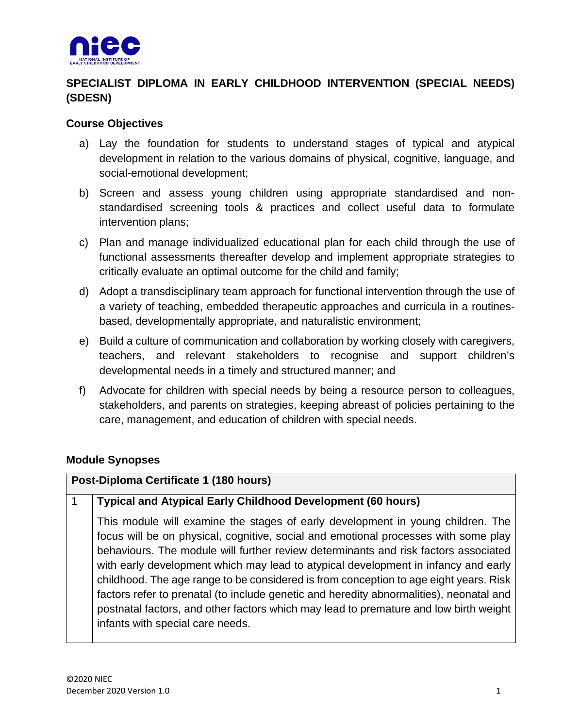## SPECIALIST DIPLOMA IN EARLY CHILDHOOD INTERVENTION (SPECIAL NEEDS) (SDESN)

### Course Objectives

a) Lay the foundation for students to understand stages of typical and atypical development in relation to the various domains of physical, cognitive, language, and social-emotional development;

b) Screen and assess young children using appropriate standardised and non-standardised screening tools & practices and collect useful data to formulate intervention plans;

c) Plan and manage individualized educational plan for each child through the use of functional assessments thereafter develop and implement appropriate strategies to critically evaluate an optimal outcome for the child and family;

d) Adopt a transdisciplinary team approach for functional intervention through the use of a variety of teaching, embedded therapeutic approaches and curricula in a routines-based, developmentally appropriate, and naturalistic environment;

e) Build a culture of communication and collaboration by working closely with caregivers, teachers, and relevant stakeholders to recognise and support children's developmental needs in a timely and structured manner; and

f) Advocate for children with special needs by being a resource person to colleagues, stakeholders, and parents on strategies, keeping abreast of policies pertaining to the care, management, and education of children with special needs.

### Module Synopses

| **Post-Diploma Certificate 1 (180 hours)** | |
|---|---|
| 1 | **Typical and Atypical Early Childhood Development (60 hours)**<br><br>This module will examine the stages of early development in young children. The focus will be on physical, cognitive, social and emotional processes with some play behaviours. The module will further review determinants and risk factors associated with early development which may lead to atypical development in infancy and early childhood. The age range to be considered is from conception to age eight years. Risk factors refer to prenatal (to include genetic and heredity abnormalities), neonatal and postnatal factors, and other factors which may lead to premature and low birth weight infants with special care needs. |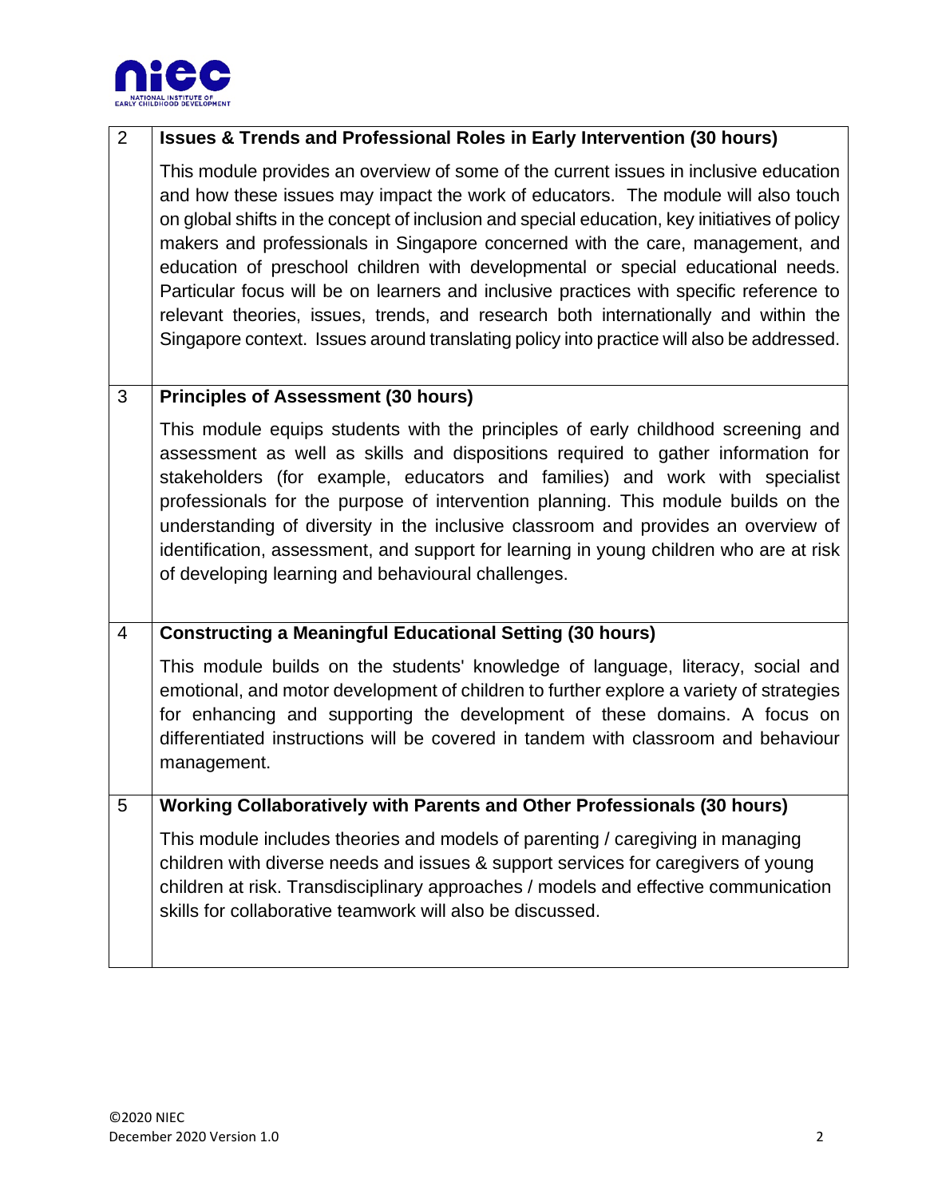| | |
|---|---|
| 2 | **Issues & Trends and Professional Roles in Early Intervention (30 hours)**<br><br>This module provides an overview of some of the current issues in inclusive education and how these issues may impact the work of educators. The module will also touch on global shifts in the concept of inclusion and special education, key initiatives of policy makers and professionals in Singapore concerned with the care, management, and education of preschool children with developmental or special educational needs. Particular focus will be on learners and inclusive practices with specific reference to relevant theories, issues, trends, and research both internationally and within the Singapore context. Issues around translating policy into practice will also be addressed. |
| 3 | **Principles of Assessment (30 hours)**<br><br>This module equips students with the principles of early childhood screening and assessment as well as skills and dispositions required to gather information for stakeholders (for example, educators and families) and work with specialist professionals for the purpose of intervention planning. This module builds on the understanding of diversity in the inclusive classroom and provides an overview of identification, assessment, and support for learning in young children who are at risk of developing learning and behavioural challenges. |
| 4 | **Constructing a Meaningful Educational Setting (30 hours)**<br><br>This module builds on the students' knowledge of language, literacy, social and emotional, and motor development of children to further explore a variety of strategies for enhancing and supporting the development of these domains. A focus on differentiated instructions will be covered in tandem with classroom and behaviour management. |
| 5 | **Working Collaboratively with Parents and Other Professionals (30 hours)**<br><br>This module includes theories and models of parenting / caregiving in managing children with diverse needs and issues & support services for caregivers of young children at risk. Transdisciplinary approaches / models and effective communication skills for collaborative teamwork will also be discussed. |

©2020 NIEC
December 2020 Version 1.0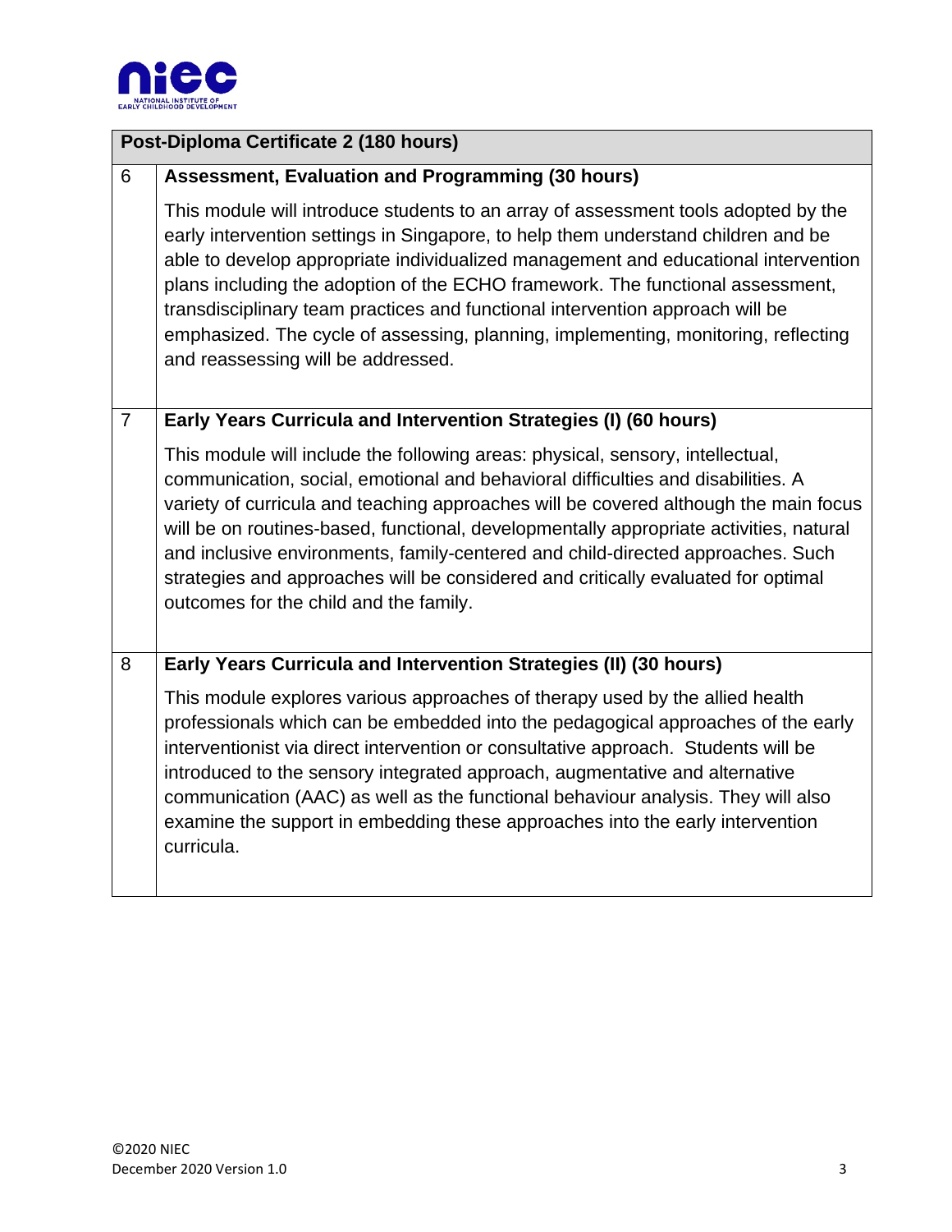| Post-Diploma Certificate 2 (180 hours) | |
|---|---|
| 6 | **Assessment, Evaluation and Programming (30 hours)**<br><br>This module will introduce students to an array of assessment tools adopted by the early intervention settings in Singapore, to help them understand children and be able to develop appropriate individualized management and educational intervention plans including the adoption of the ECHO framework. The functional assessment, transdisciplinary team practices and functional intervention approach will be emphasized. The cycle of assessing, planning, implementing, monitoring, reflecting and reassessing will be addressed. |
| 7 | **Early Years Curricula and Intervention Strategies (I) (60 hours)**<br><br>This module will include the following areas: physical, sensory, intellectual, communication, social, emotional and behavioral difficulties and disabilities. A variety of curricula and teaching approaches will be covered although the main focus will be on routines-based, functional, developmentally appropriate activities, natural and inclusive environments, family-centered and child-directed approaches. Such strategies and approaches will be considered and critically evaluated for optimal outcomes for the child and the family. |
| 8 | **Early Years Curricula and Intervention Strategies (II) (30 hours)**<br><br>This module explores various approaches of therapy used by the allied health professionals which can be embedded into the pedagogical approaches of the early interventionist via direct intervention or consultative approach. Students will be introduced to the sensory integrated approach, augmentative and alternative communication (AAC) as well as the functional behaviour analysis. They will also examine the support in embedding these approaches into the early intervention curricula. |

©2020 NIEC
December 2020 Version 1.0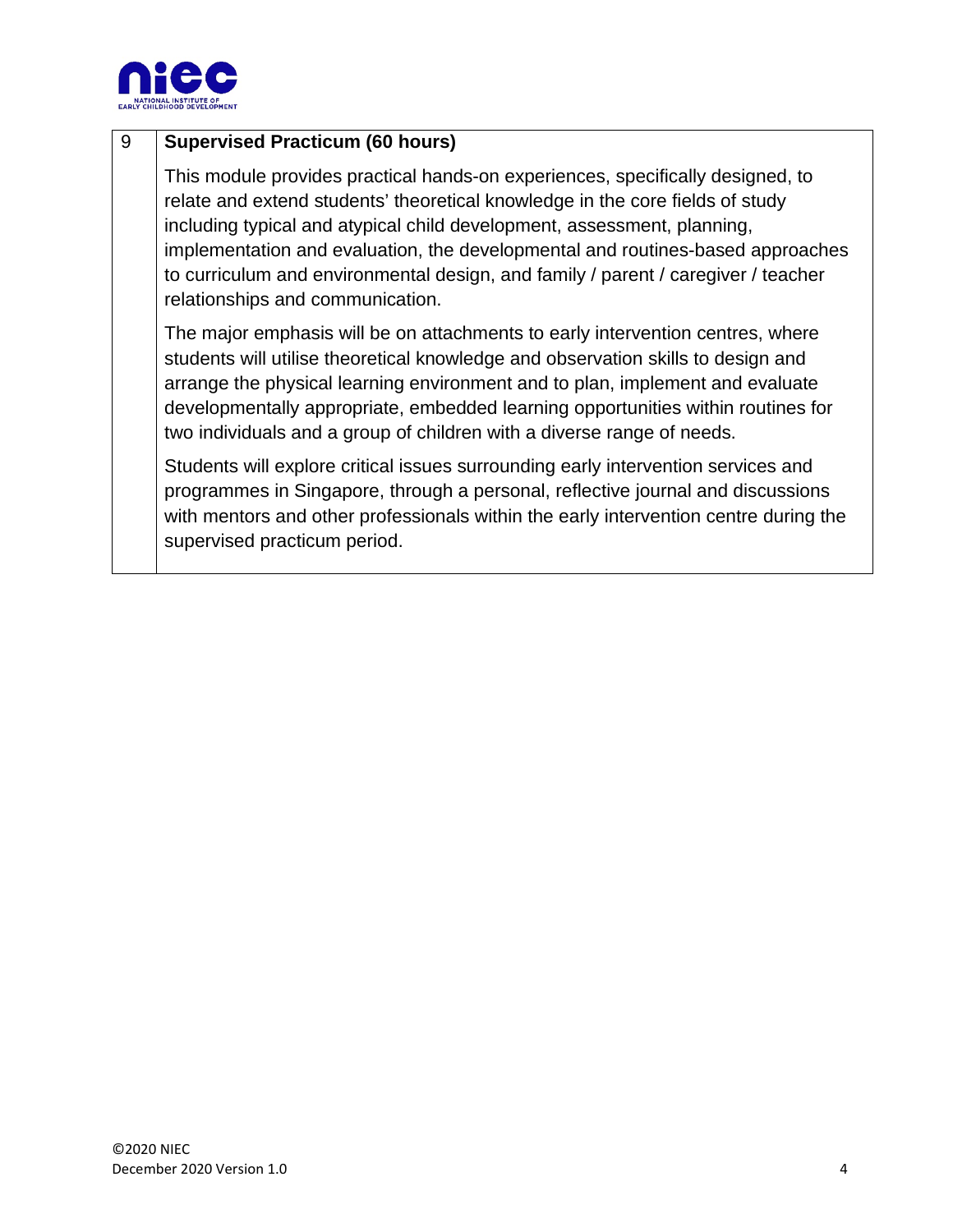| | |
|---|---|
| 9 | **Supervised Practicum (60 hours)**<br><br>This module provides practical hands-on experiences, specifically designed, to relate and extend students' theoretical knowledge in the core fields of study including typical and atypical child development, assessment, planning, implementation and evaluation, the developmental and routines-based approaches to curriculum and environmental design, and family / parent / caregiver / teacher relationships and communication.<br><br>The major emphasis will be on attachments to early intervention centres, where students will utilise theoretical knowledge and observation skills to design and arrange the physical learning environment and to plan, implement and evaluate developmentally appropriate, embedded learning opportunities within routines for two individuals and a group of children with a diverse range of needs.<br><br>Students will explore critical issues surrounding early intervention services and programmes in Singapore, through a personal, reflective journal and discussions with mentors and other professionals within the early intervention centre during the supervised practicum period. |